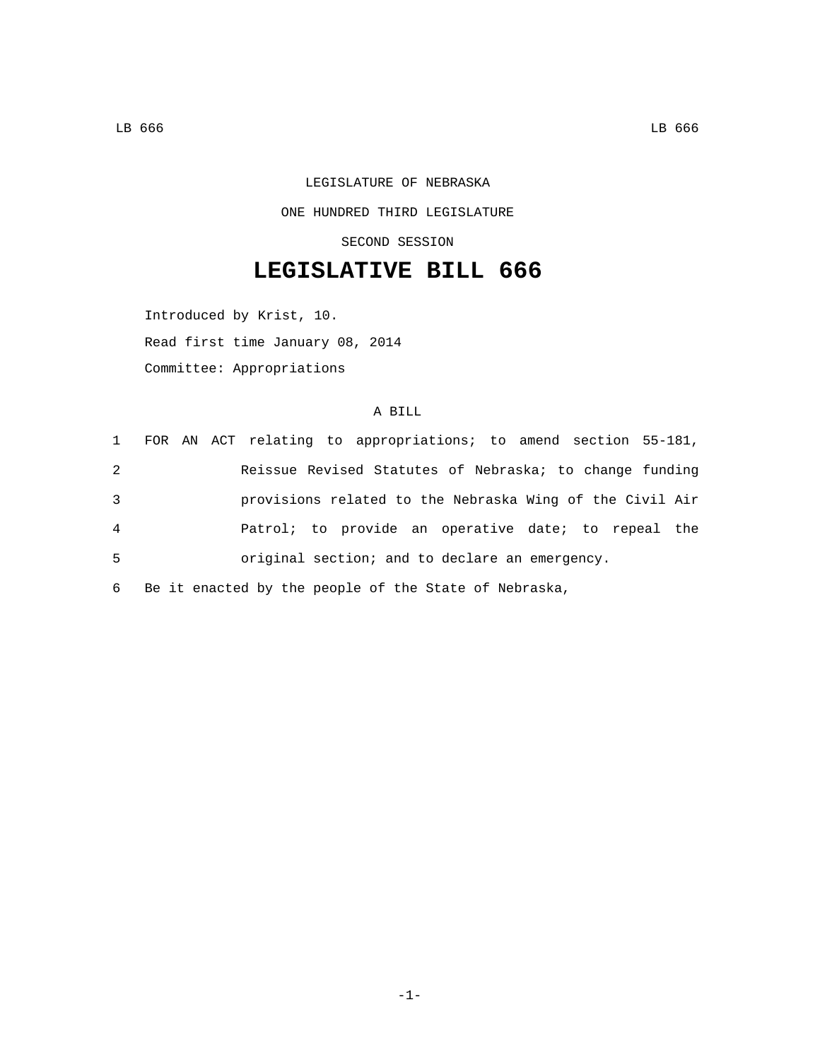LEGISLATURE OF NEBRASKA

ONE HUNDRED THIRD LEGISLATURE

SECOND SESSION

# LEGISLATIVE BILL 666

Introduced by Krist, 10.

Read first time January 08, 2014

Committee: Appropriations

A BILL

1 FOR AN ACT relating to appropriations; to amend section 55-181,
2 Reissue Revised Statutes of Nebraska; to change funding
3 provisions related to the Nebraska Wing of the Civil Air
4 Patrol; to provide an operative date; to repeal the
5 original section; and to declare an emergency.

6 Be it enacted by the people of the State of Nebraska,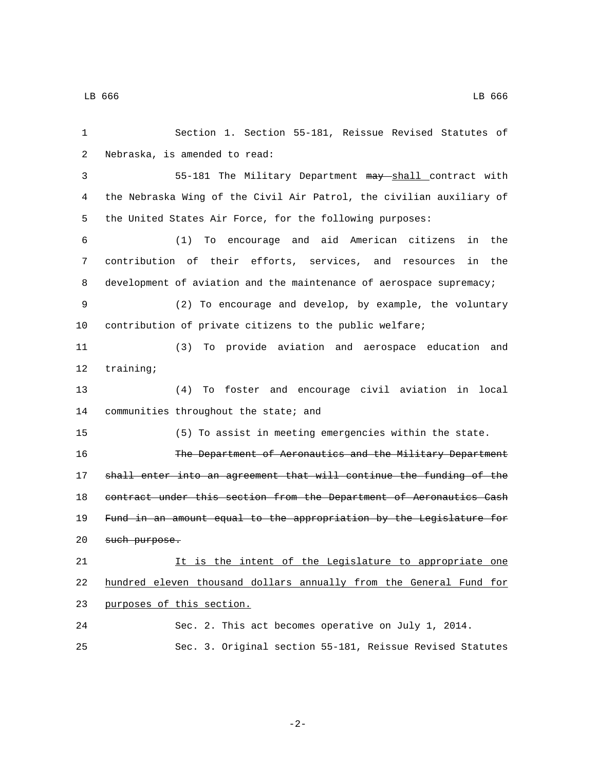Section 1. Section 55-181, Reissue Revised Statutes of Nebraska, is amended to read:

55-181 The Military Department ~~may~~ shall contract with the Nebraska Wing of the Civil Air Patrol, the civilian auxiliary of the United States Air Force, for the following purposes:

(1) To encourage and aid American citizens in the contribution of their efforts, services, and resources in the development of aviation and the maintenance of aerospace supremacy;

(2) To encourage and develop, by example, the voluntary contribution of private citizens to the public welfare;

(3) To provide aviation and aerospace education and training;

(4) To foster and encourage civil aviation in local communities throughout the state; and

(5) To assist in meeting emergencies within the state.

~~The Department of Aeronautics and the Military Department shall enter into an agreement that will continue the funding of the contract under this section from the Department of Aeronautics Cash Fund in an amount equal to the appropriation by the Legislature for such purpose.~~

It is the intent of the Legislature to appropriate one hundred eleven thousand dollars annually from the General Fund for purposes of this section.

Sec. 2. This act becomes operative on July 1, 2014.

Sec. 3. Original section 55-181, Reissue Revised Statutes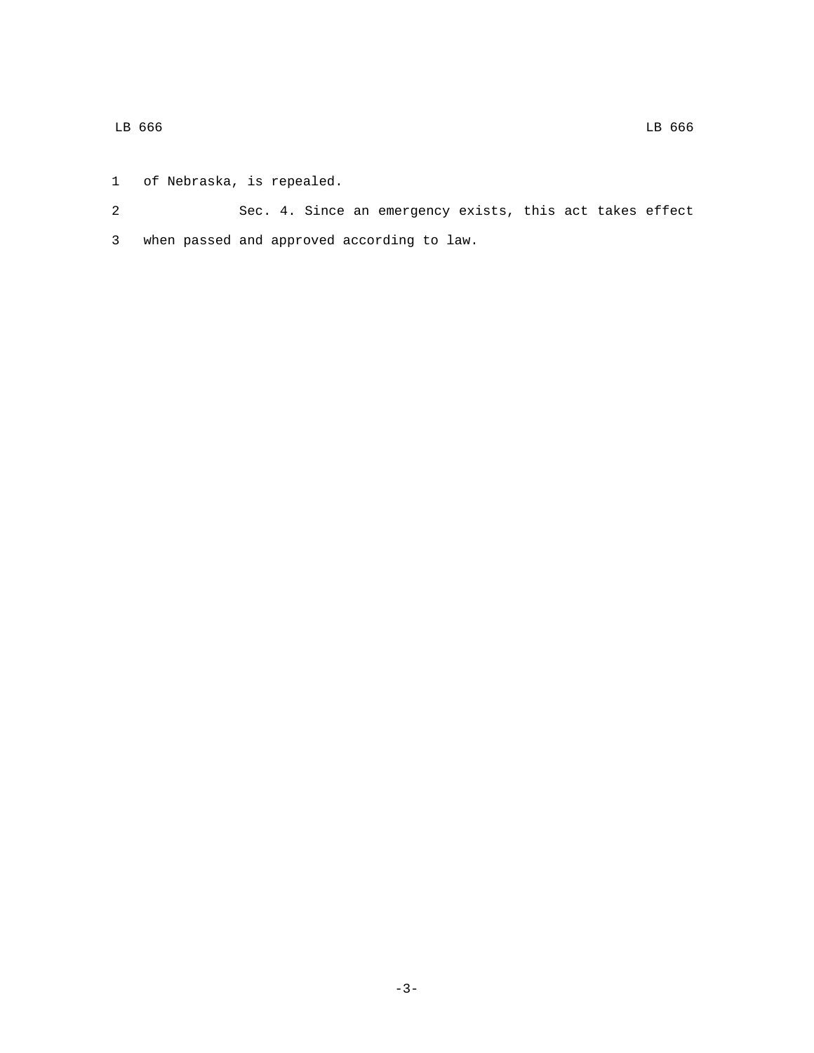of Nebraska, is repealed.

Sec. 4. Since an emergency exists, this act takes effect when passed and approved according to law.